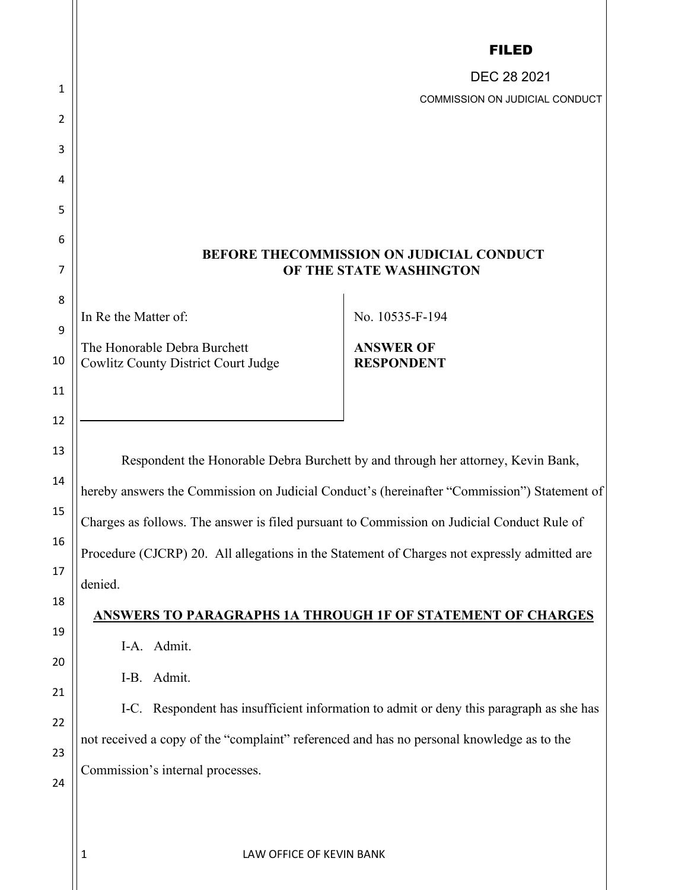**FILED**

DEC 28 2021

COMMISSION ON JUDICIAL CONDUCT

**BEFORE THECOMMISSION ON JUDICIAL CONDUCT
OF THE STATE WASHINGTON**

| In Re the Matter of:<br><br>The Honorable Debra Burchett<br>Cowlitz County District Court Judge | No. 10535-F-194<br><br>**ANSWER OF RESPONDENT** |
|---|---|

Respondent the Honorable Debra Burchett by and through her attorney, Kevin Bank, hereby answers the Commission on Judicial Conduct's (hereinafter "Commission") Statement of Charges as follows. The answer is filed pursuant to Commission on Judicial Conduct Rule of Procedure (CJCRP) 20. All allegations in the Statement of Charges not expressly admitted are denied.

**ANSWERS TO PARAGRAPHS 1A THROUGH 1F OF STATEMENT OF CHARGES**

I-A. Admit.

I-B. Admit.

I-C. Respondent has insufficient information to admit or deny this paragraph as she has not received a copy of the "complaint" referenced and has no personal knowledge as to the Commission's internal processes.

LAW OFFICE OF KEVIN BANK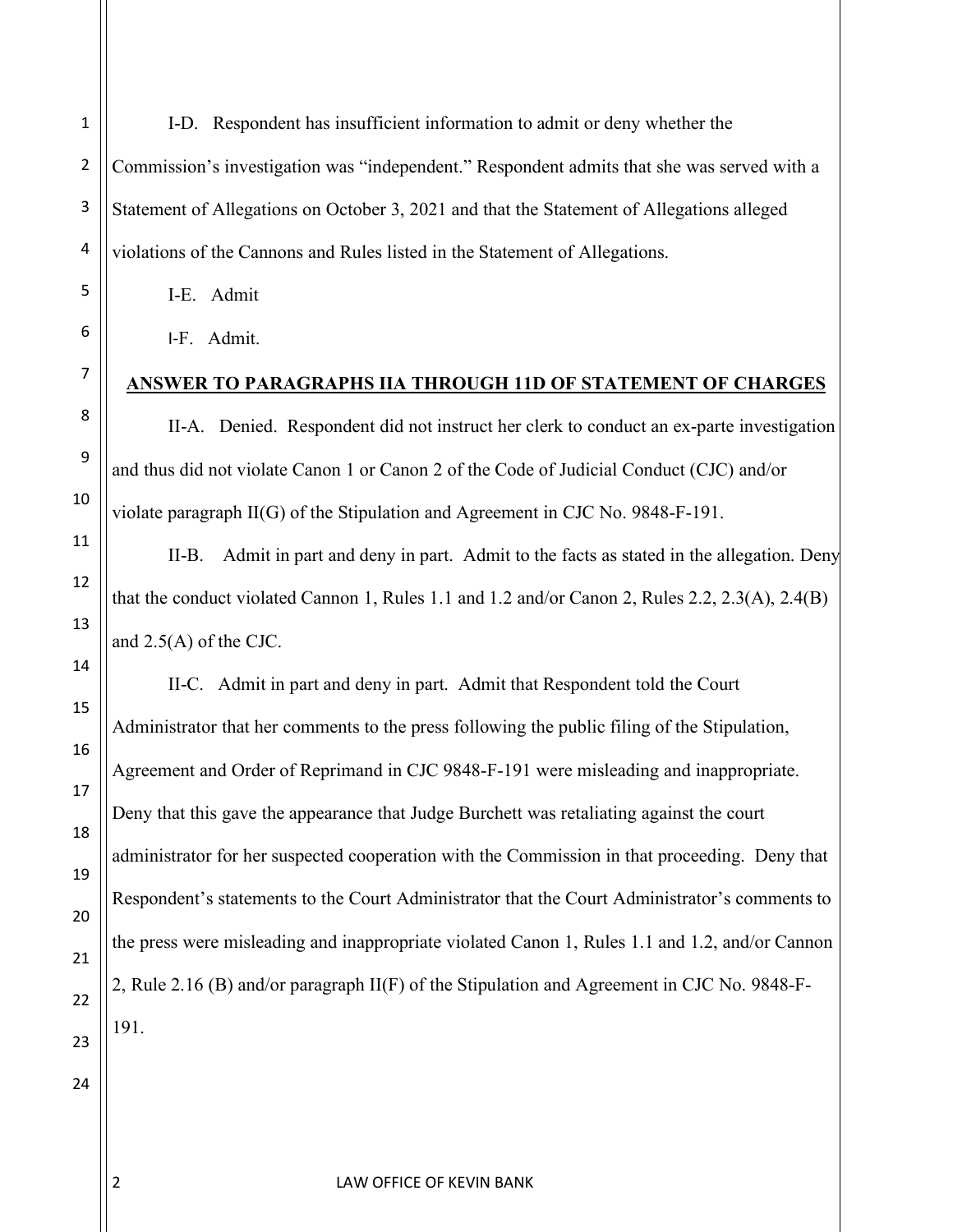I-D. Respondent has insufficient information to admit or deny whether the Commission's investigation was "independent." Respondent admits that she was served with a Statement of Allegations on October 3, 2021 and that the Statement of Allegations alleged violations of the Cannons and Rules listed in the Statement of Allegations.

I-E. Admit

I-F. Admit.

**ANSWER TO PARAGRAPHS IIA THROUGH 11D OF STATEMENT OF CHARGES**

II-A. Denied. Respondent did not instruct her clerk to conduct an ex-parte investigation and thus did not violate Canon 1 or Canon 2 of the Code of Judicial Conduct (CJC) and/or violate paragraph II(G) of the Stipulation and Agreement in CJC No. 9848-F-191.

II-B. Admit in part and deny in part. Admit to the facts as stated in the allegation. Deny that the conduct violated Cannon 1, Rules 1.1 and 1.2 and/or Canon 2, Rules 2.2, 2.3(A), 2.4(B) and 2.5(A) of the CJC.

II-C. Admit in part and deny in part. Admit that Respondent told the Court Administrator that her comments to the press following the public filing of the Stipulation, Agreement and Order of Reprimand in CJC 9848-F-191 were misleading and inappropriate. Deny that this gave the appearance that Judge Burchett was retaliating against the court administrator for her suspected cooperation with the Commission in that proceeding. Deny that Respondent's statements to the Court Administrator that the Court Administrator's comments to the press were misleading and inappropriate violated Canon 1, Rules 1.1 and 1.2, and/or Cannon 2, Rule 2.16 (B) and/or paragraph II(F) of the Stipulation and Agreement in CJC No. 9848-F-191.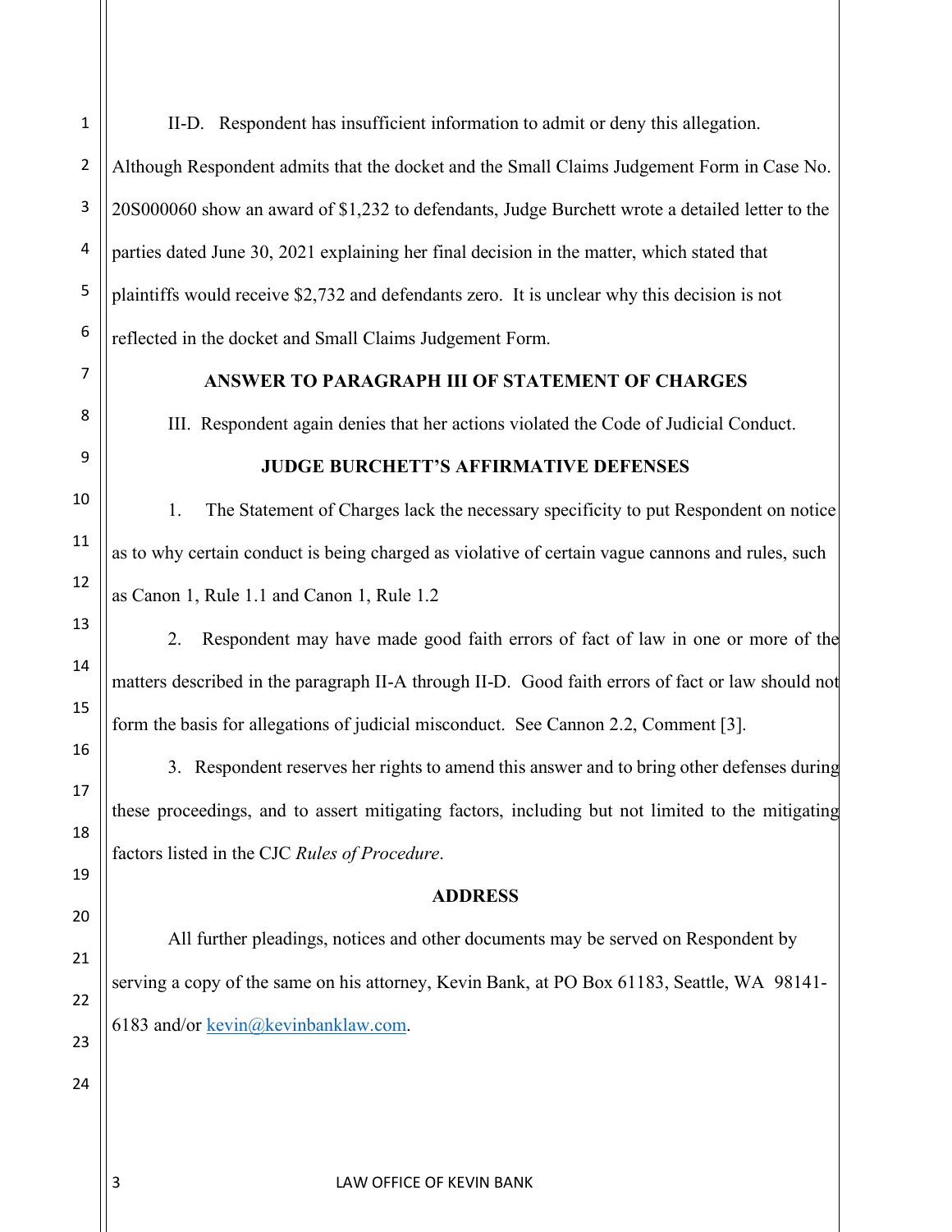II-D. Respondent has insufficient information to admit or deny this allegation. Although Respondent admits that the docket and the Small Claims Judgement Form in Case No. 20S000060 show an award of $1,232 to defendants, Judge Burchett wrote a detailed letter to the parties dated June 30, 2021 explaining her final decision in the matter, which stated that plaintiffs would receive $2,732 and defendants zero. It is unclear why this decision is not reflected in the docket and Small Claims Judgement Form.

**ANSWER TO PARAGRAPH III OF STATEMENT OF CHARGES**

III. Respondent again denies that her actions violated the Code of Judicial Conduct.

**JUDGE BURCHETT'S AFFIRMATIVE DEFENSES**

1. The Statement of Charges lack the necessary specificity to put Respondent on notice as to why certain conduct is being charged as violative of certain vague cannons and rules, such as Canon 1, Rule 1.1 and Canon 1, Rule 1.2

2. Respondent may have made good faith errors of fact of law in one or more of the matters described in the paragraph II-A through II-D. Good faith errors of fact or law should not form the basis for allegations of judicial misconduct. See Cannon 2.2, Comment [3].

3. Respondent reserves her rights to amend this answer and to bring other defenses during these proceedings, and to assert mitigating factors, including but not limited to the mitigating factors listed in the CJC *Rules of Procedure*.

**ADDRESS**

All further pleadings, notices and other documents may be served on Respondent by serving a copy of the same on his attorney, Kevin Bank, at PO Box 61183, Seattle, WA 98141-6183 and/or kevin@kevinbanklaw.com.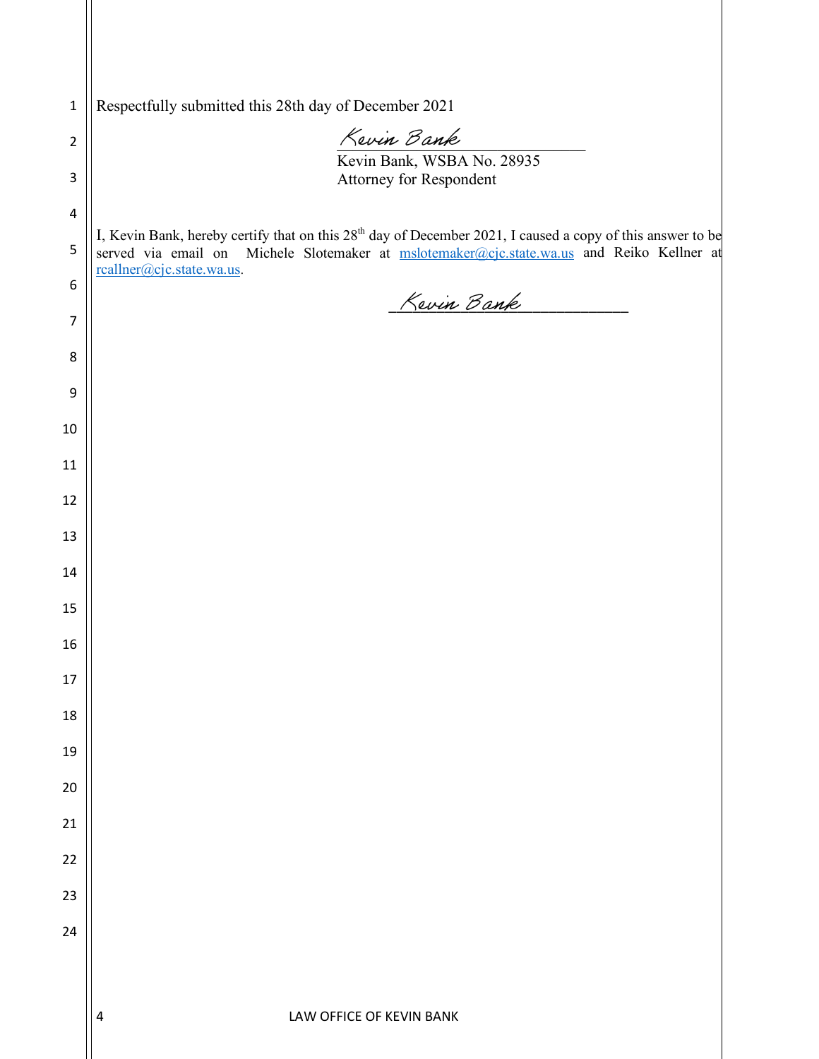Respectfully submitted this 28th day of December 2021

Kevin Bank

Kevin Bank, WSBA No. 28935
Attorney for Respondent

I, Kevin Bank, hereby certify that on this 28th day of December 2021, I caused a copy of this answer to be served via email on Michele Slotemaker at mslotemaker@cjc.state.wa.us and Reiko Kellner at rcallner@cjc.state.wa.us.

Kevin Bank

LAW OFFICE OF KEVIN BANK